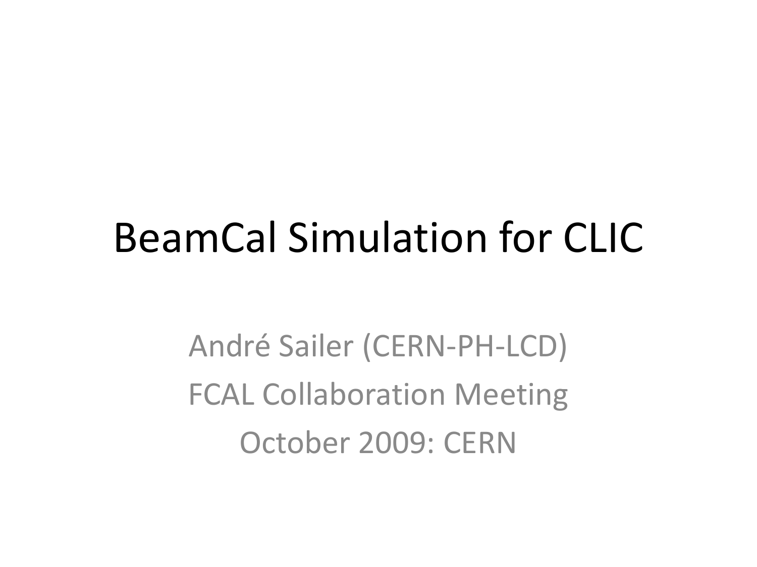# BeamCal Simulation for CLIC

André Sailer (CERN-PH-LCD)

FCAL Collaboration Meeting

October 2009: CERN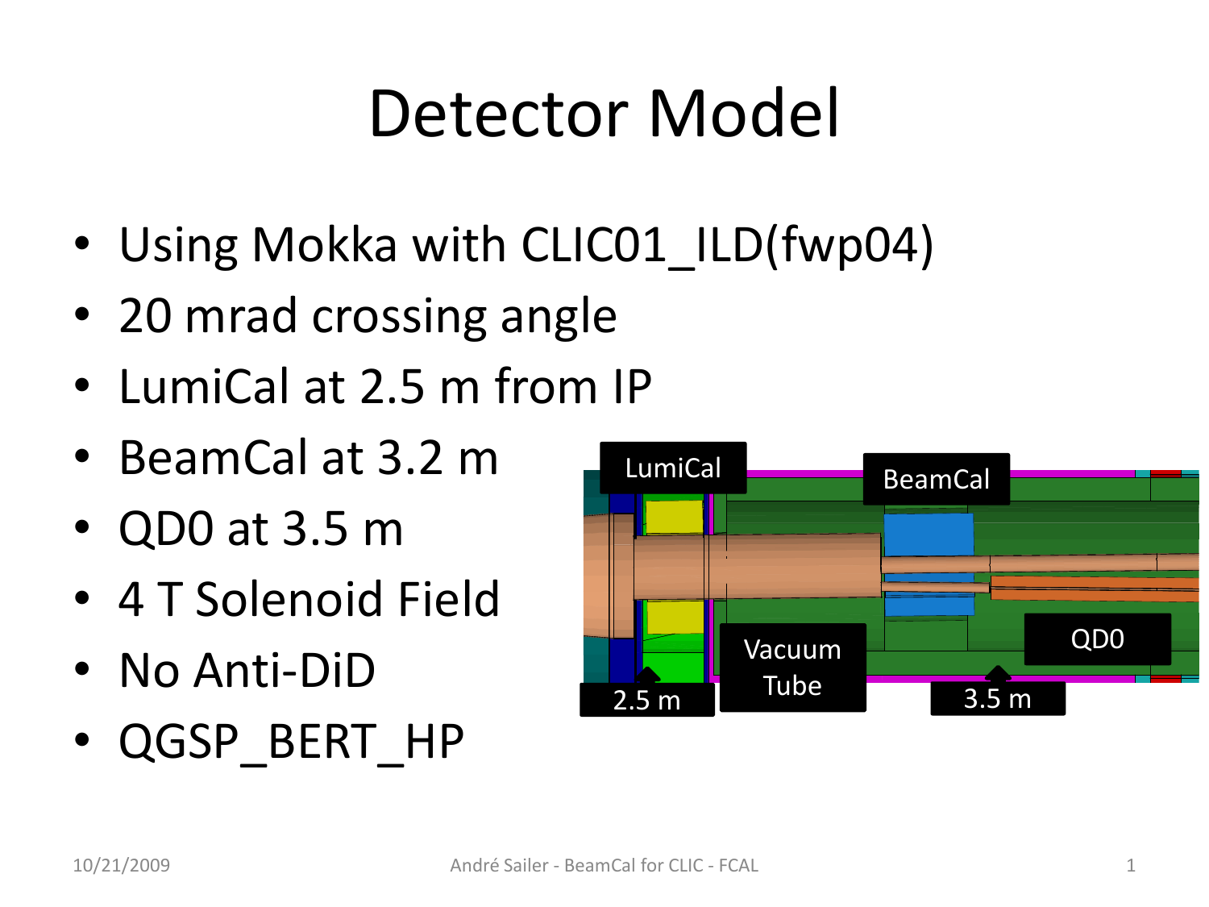# Detector Model

- Using Mokka with CLIC01_ILD(fwp04)
- 20 mrad crossing angle
- LumiCal at 2.5 m from IP
- BeamCal at 3.2 m
- QD0 at 3.5 m
- 4 T Solenoid Field
- No Anti-DiD
- QGSP_BERT_HP

LumiCal
BeamCal
Vacuum Tube
QD0
2.5 m
3.5 m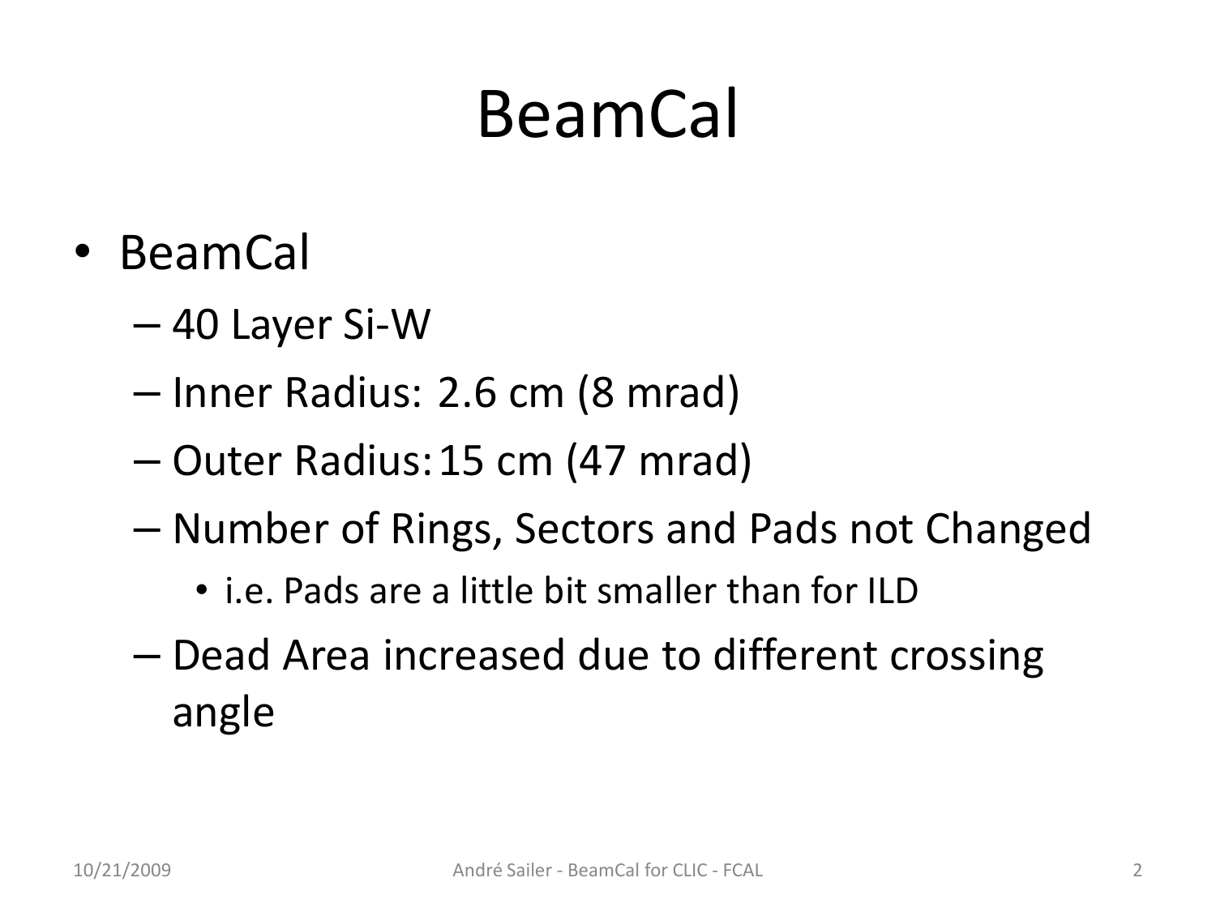# BeamCal

- BeamCal
  - 40 Layer Si-W
  - Inner Radius: 2.6 cm (8 mrad)
  - Outer Radius: 15 cm (47 mrad)
  - Number of Rings, Sectors and Pads not Changed
    - i.e. Pads are a little bit smaller than for ILD
  - Dead Area increased due to different crossing angle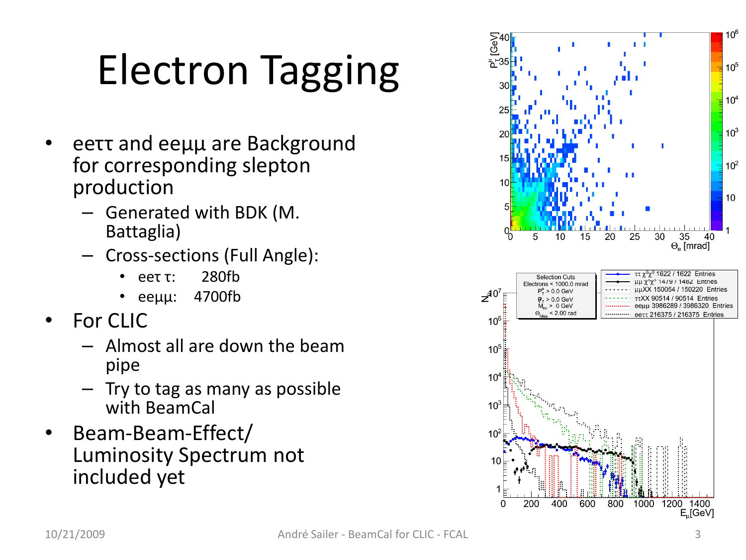# Electron Tagging

- eeττ and eeμμ are Background for corresponding slepton production
  - Generated with BDK (M. Battaglia)
  - Cross-sections (Full Angle):
    - eeτ τ: 280fb
    - eeμμ: 4700fb
- For CLIC
  - Almost all are down the beam pipe
  - Try to tag as many as possible with BeamCal
- Beam-Beam-Effect/ Luminosity Spectrum not included yet

$P_T^\mu$ [GeV]
0
5
10
15
20
25
30
35
40
$\Theta_e$ [mrad]
1
10
$10^2$
$10^3$
$10^4$
$10^5$
$10^6$

Selection Cuts
Electrons < 1000.0 mrad
$P_T^\mu$ > 0.0 GeV
$\not{P}_T$ > 0.0 GeV
$M_{\mu\mu}$ > 0 GeV
$\Theta_{Miss}$ < 2.00 rad

ττ $\chi^0\chi^0$ 1622 / 1622 Entries
μμ $\chi^0\chi^0$ 1479 / 1482 Entries
μμXX 150054 / 150220 Entries
ττXX 90514 / 90514 Entries
eeμμ 3986289 / 3986320 Entries
eeττ 216375 / 216375 Entries

N
1
10
$10^2$
$10^3$
$10^4$
$10^5$
$10^6$
$10^7$
0
200
400
600
800
1000
1200
1400
$E_\mu$[GeV]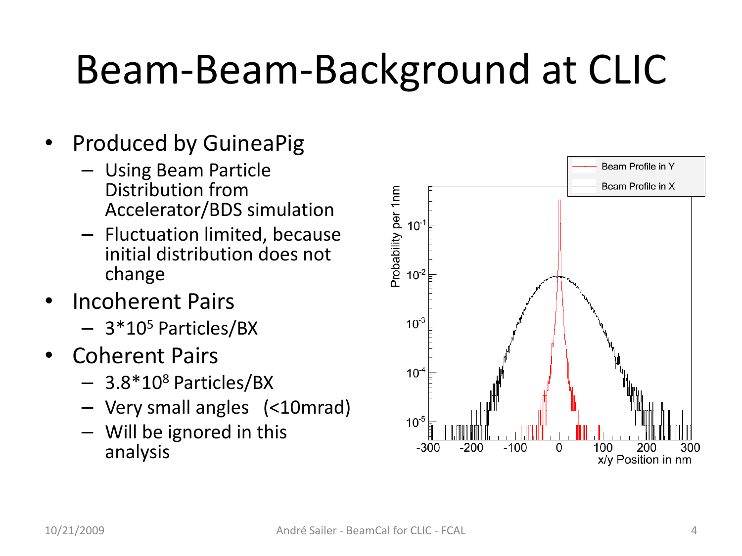# Beam-Beam-Background at CLIC

- Produced by GuineaPig
  - Using Beam Particle Distribution from Accelerator/BDS simulation
  - Fluctuation limited, because initial distribution does not change
- Incoherent Pairs
  - $3*10^5$ Particles/BX
- Coherent Pairs
  - $3.8*10^8$ Particles/BX
  - Very small angles (<10mrad)
  - Will be ignored in this analysis

Beam Profile in Y
Beam Profile in X
Probability per 1nm
$10^{-1}$
$10^{-2}$
$10^{-3}$
$10^{-4}$
$10^{-5}$
-300 -200 -100 0 100 200 300
x/y Position in nm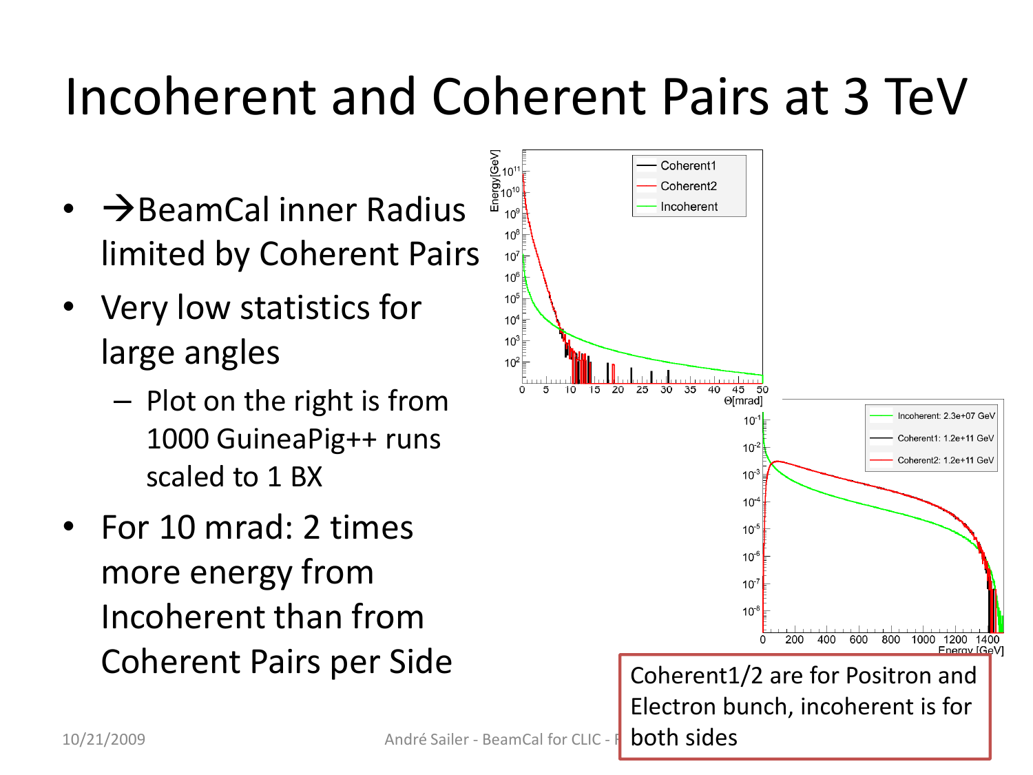# Incoherent and Coherent Pairs at 3 TeV

- →BeamCal inner Radius limited by Coherent Pairs
- Very low statistics for large angles
  - Plot on the right is from 1000 GuineaPig++ runs scaled to 1 BX
- For 10 mrad: 2 times more energy from Incoherent than from Coherent Pairs per Side

Energy[GeV]
$10^{11}$
$10^{10}$
$10^{9}$
$10^{8}$
$10^{7}$
$10^{6}$
$10^{5}$
$10^{4}$
$10^{3}$
$10^{2}$
0 5 10 15 20 25 30 35 40 45 50
Θ[mrad]
Coherent1
Coherent2
Incoherent

$10^{-1}$
$10^{-2}$
$10^{-3}$
$10^{-4}$
$10^{-5}$
$10^{-6}$
$10^{-7}$
$10^{-8}$
0 200 400 600 800 1000 1200 1400
Energy [GeV]
Incoherent: 2.3e+07 GeV
Coherent1: 1.2e+11 GeV
Coherent2: 1.2e+11 GeV

Coherent1/2 are for Positron and Electron bunch, incoherent is for both sides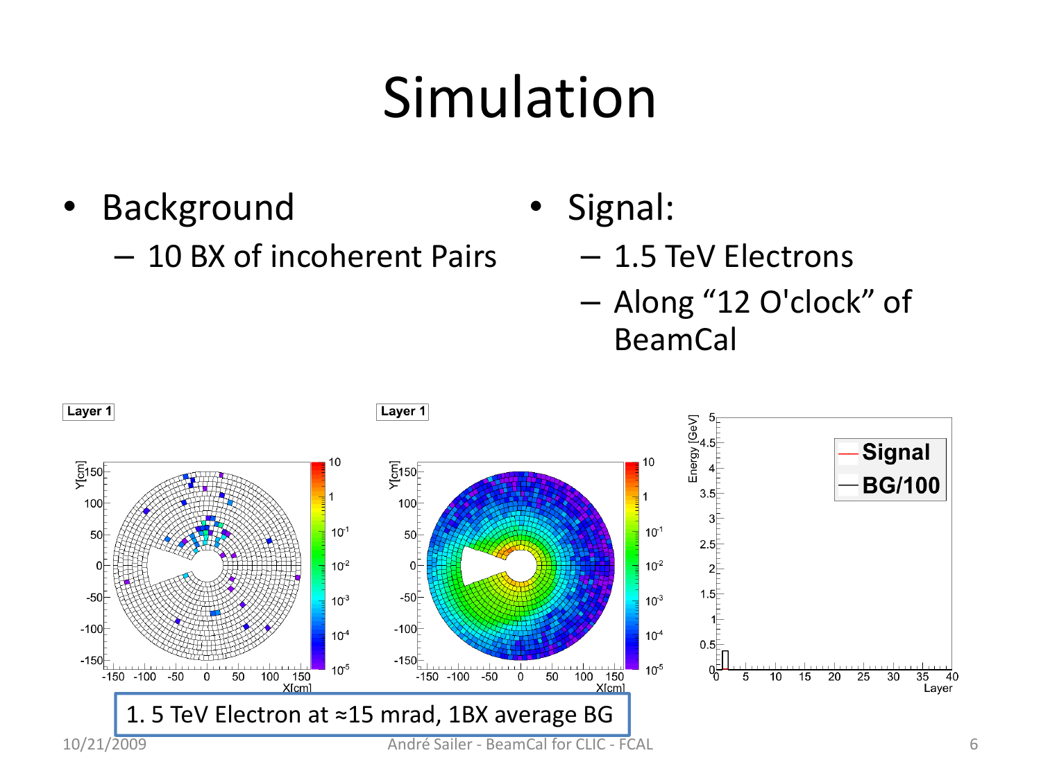# Simulation

- Background
  - 10 BX of incoherent Pairs
- Signal:
  - 1.5 TeV Electrons
  - Along "12 O'clock" of BeamCal

Layer 1

Y[cm]

150
100
50
0
-50
-100
-150

-150 -100 -50 0 50 100 150
X[cm]

10
1
$10^{-1}$
$10^{-2}$
$10^{-3}$
$10^{-4}$
$10^{-5}$

Layer 1

Y[cm]

150
100
50
0
-50
-100
-150

-150 -100 -50 0 50 100 150
X[cm]

10
1
$10^{-1}$
$10^{-2}$
$10^{-3}$
$10^{-4}$
$10^{-5}$

Energy [GeV]

5
4.5
4
3.5
3
2.5
2
1.5
1
0.5
0

0 5 10 15 20 25 30 35 40
Layer

Signal
BG/100

1. 5 TeV Electron at ≈15 mrad, 1BX average BG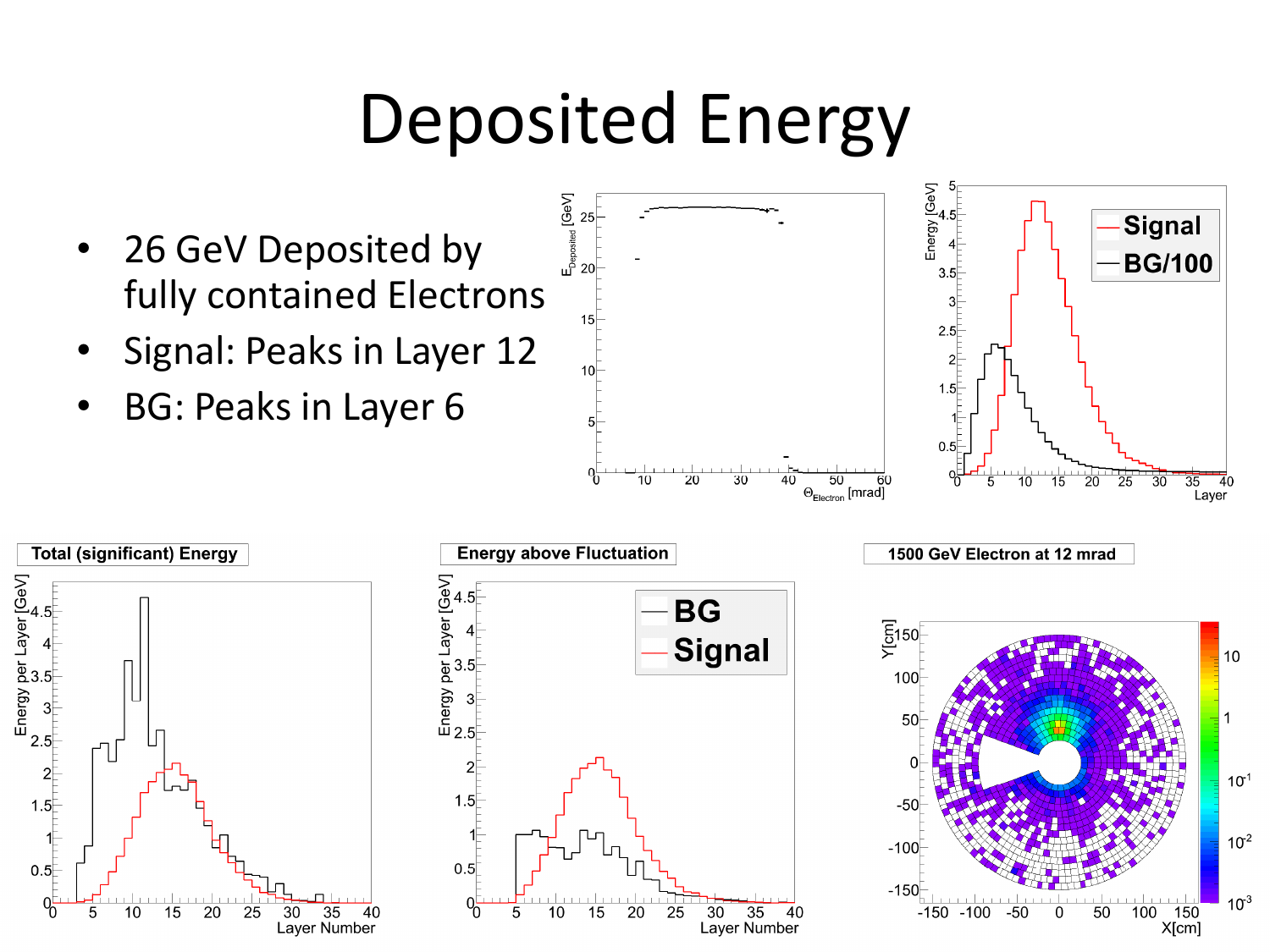# Deposited Energy

- 26 GeV Deposited by fully contained Electrons
- Signal: Peaks in Layer 12
- BG: Peaks in Layer 6

Total (significant) Energy

Energy above Fluctuation

1500 GeV Electron at 12 mrad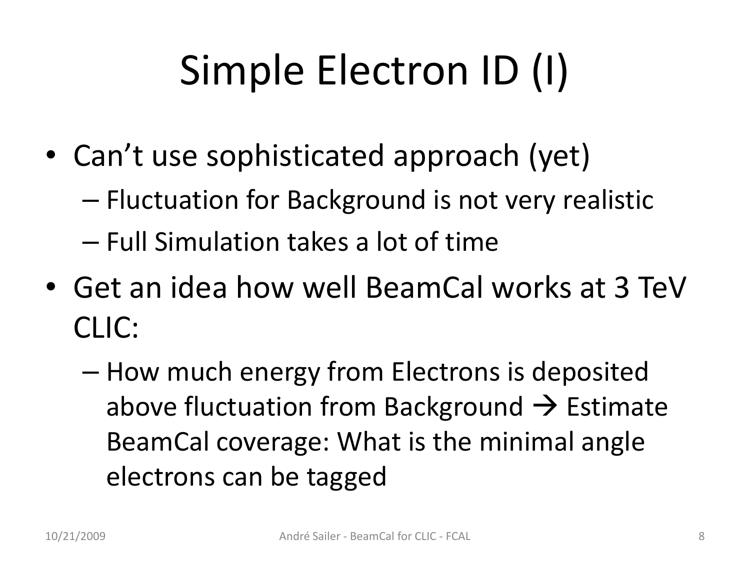# Simple Electron ID (I)

- Can't use sophisticated approach (yet)
  - Fluctuation for Background is not very realistic
  - Full Simulation takes a lot of time
- Get an idea how well BeamCal works at 3 TeV CLIC:
  - How much energy from Electrons is deposited above fluctuation from Background → Estimate BeamCal coverage: What is the minimal angle electrons can be tagged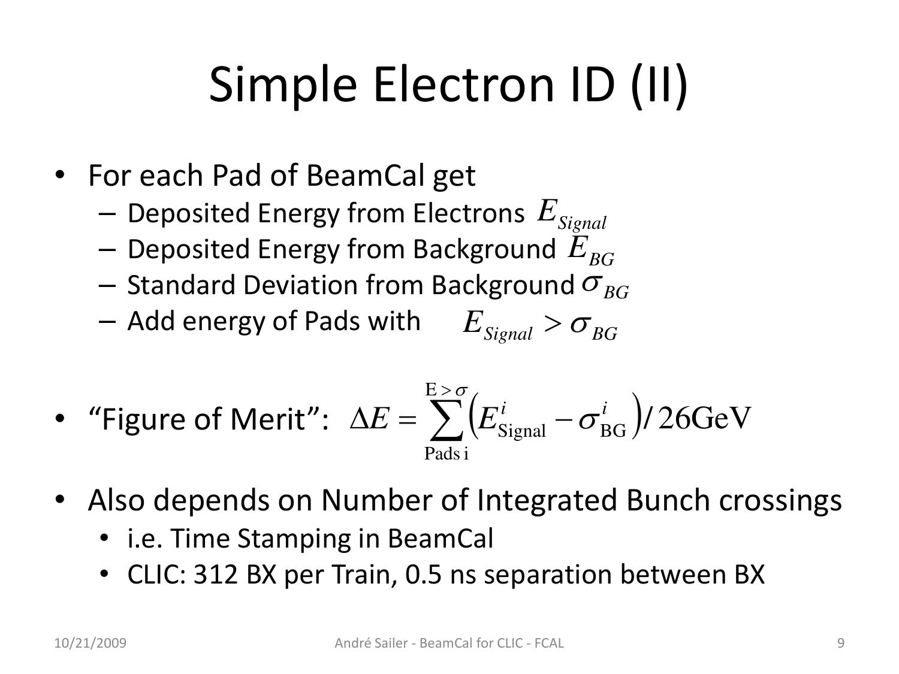# Simple Electron ID (II)

- For each Pad of BeamCal get
  - Deposited Energy from Electrons $E_{Signal}$
  - Deposited Energy from Background $E_{BG}$
  - Standard Deviation from Background $\sigma_{BG}$
  - Add energy of Pads with $E_{Signal} > \sigma_{BG}$

- "Figure of Merit": $\Delta E = \sum_{\text{Pads i}}^{\text{E} > \sigma} \left( E_{\text{Signal}}^{i} - \sigma_{\text{BG}}^{i} \right) / 26\text{GeV}$

- Also depends on Number of Integrated Bunch crossings
  - i.e. Time Stamping in BeamCal
  - CLIC: 312 BX per Train, 0.5 ns separation between BX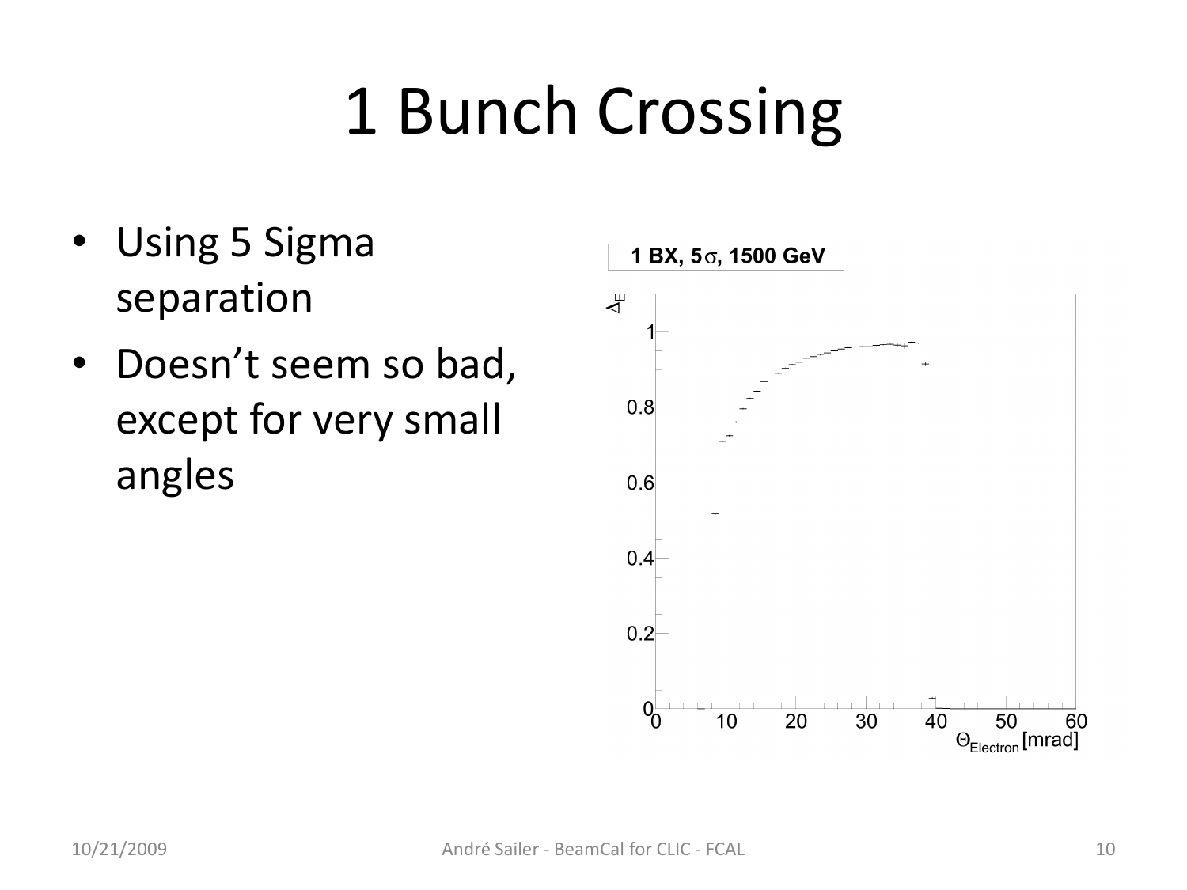# 1 Bunch Crossing

- Using 5 Sigma separation
- Doesn't seem so bad, except for very small angles

1 BX, 5σ, 1500 GeV

$\Delta_E$

1

0.8

0.6

0.4

0.2

0

0 10 20 30 40 50 60

$\Theta_{Electron}$ [mrad]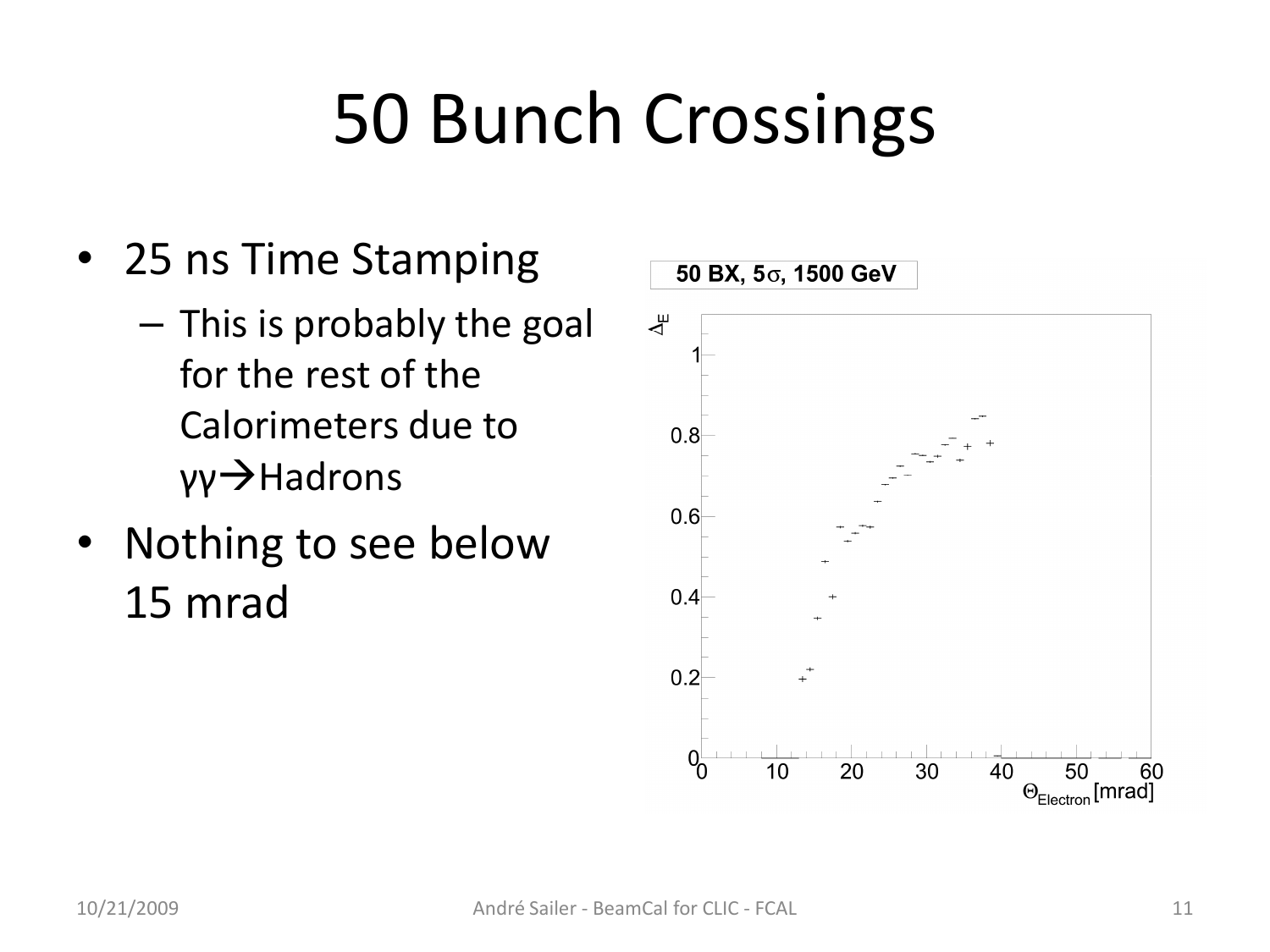# 50 Bunch Crossings

- 25 ns Time Stamping
  - This is probably the goal for the rest of the Calorimeters due to $\gamma\gamma \rightarrow$ Hadrons
- Nothing to see below 15 mrad

50 BX, 5$\sigma$, 1500 GeV

$\Delta_E$

0
0.2
0.4
0.6
0.8
1

0
10
20
30
40
50
60

$\Theta_{Electron}$ [mrad]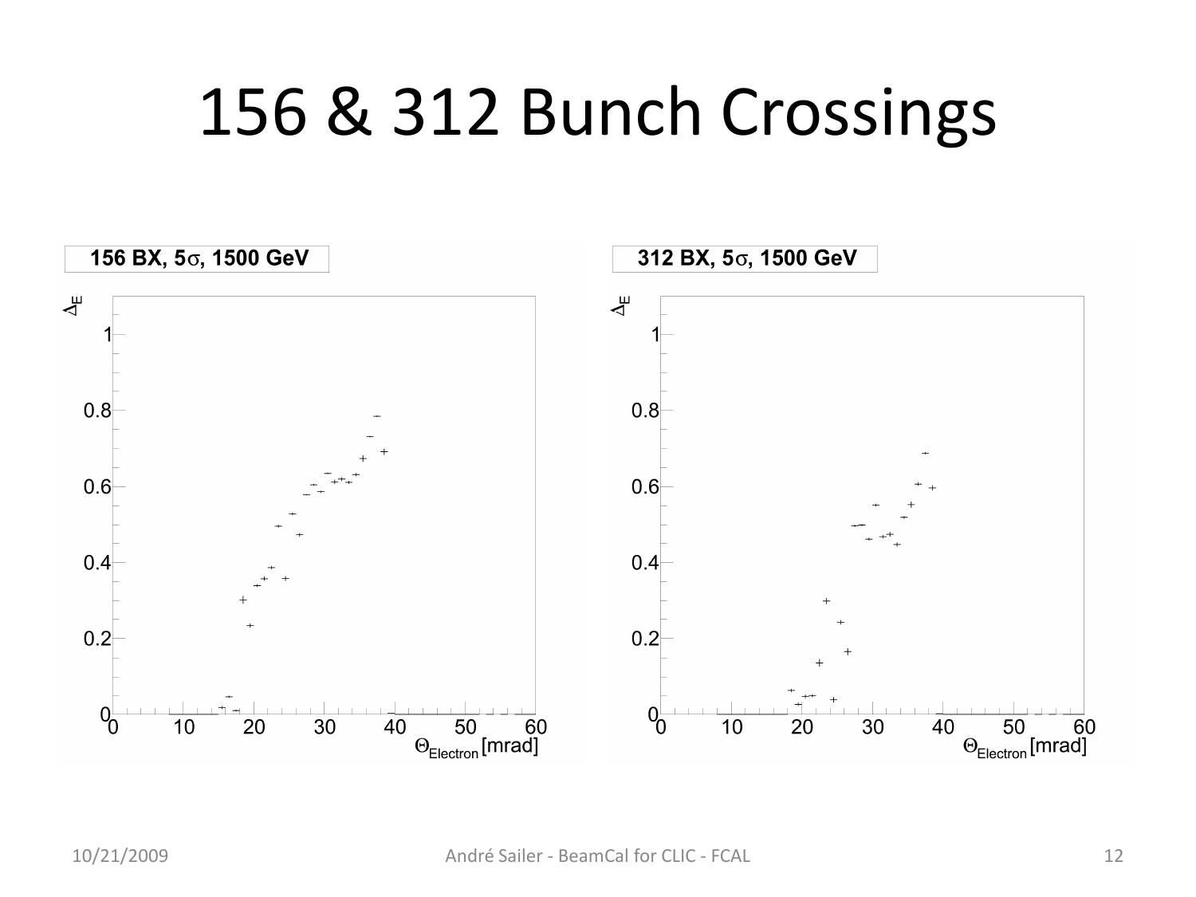# 156 & 312 Bunch Crossings

**156 BX, 5$\sigma$, 1500 GeV**

**312 BX, 5$\sigma$, 1500 GeV**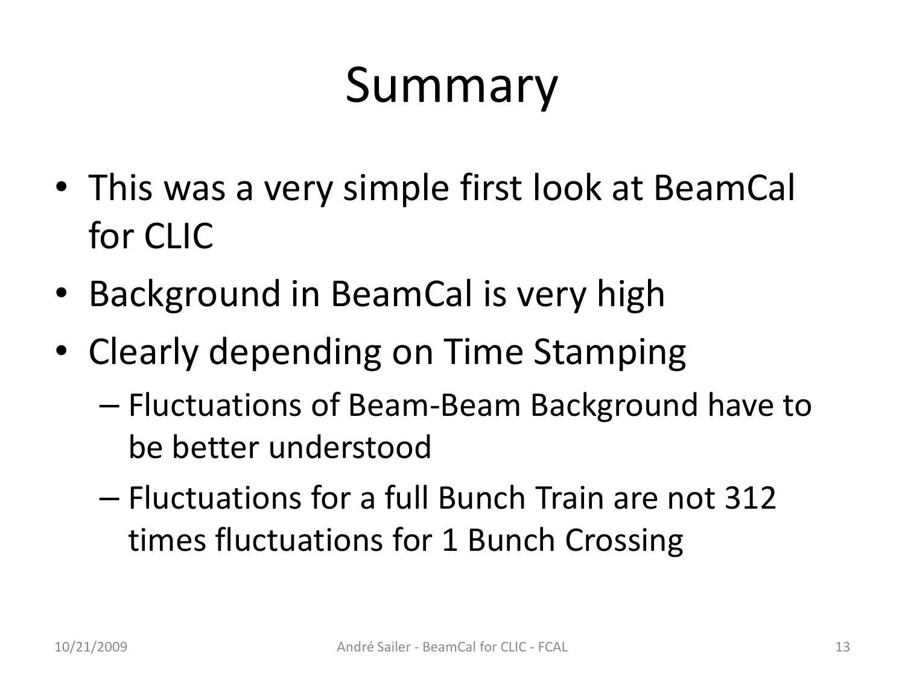# Summary

- This was a very simple first look at BeamCal for CLIC
- Background in BeamCal is very high
- Clearly depending on Time Stamping
  - Fluctuations of Beam-Beam Background have to be better understood
  - Fluctuations for a full Bunch Train are not 312 times fluctuations for 1 Bunch Crossing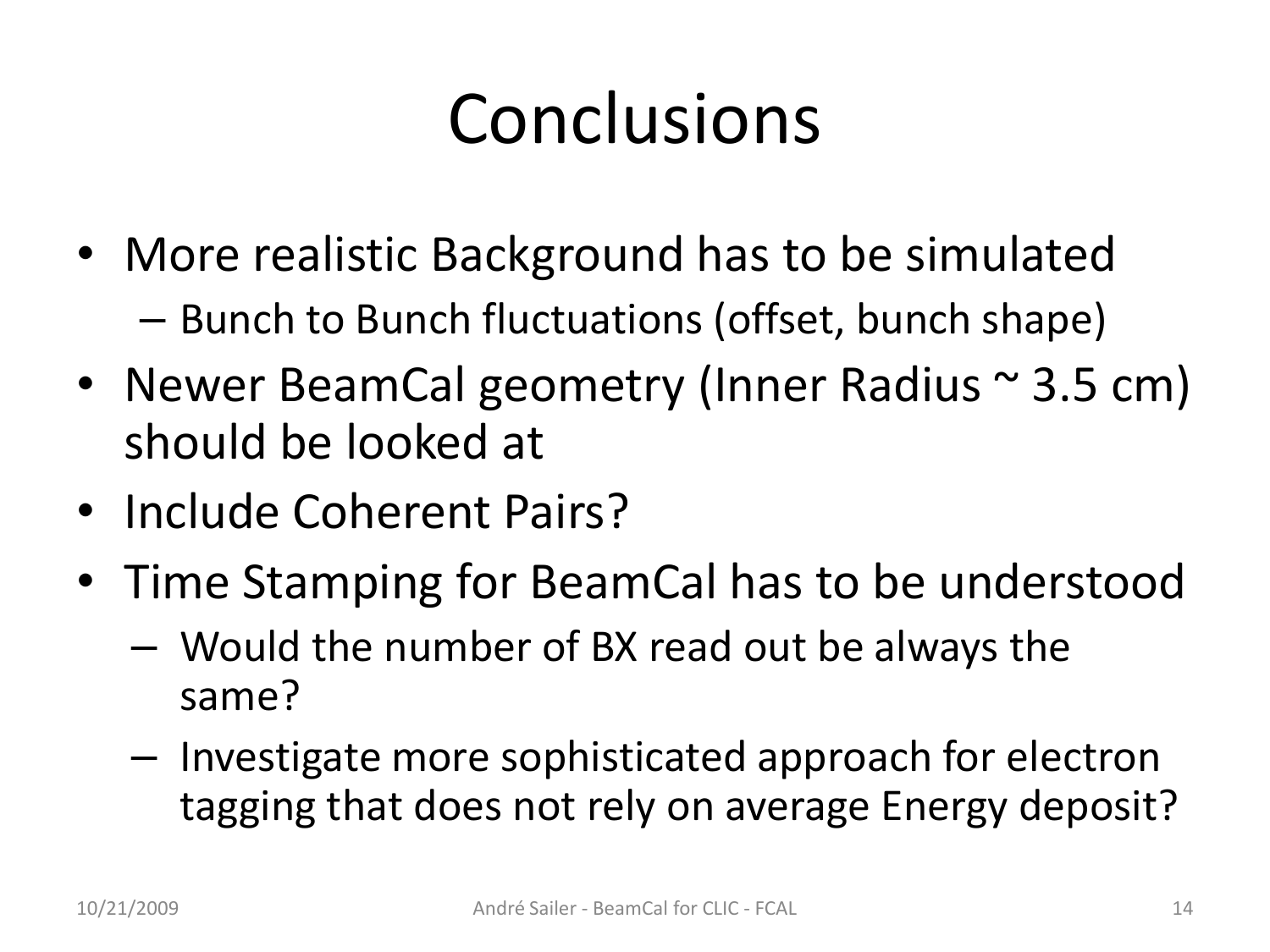# Conclusions

- More realistic Background has to be simulated
  - Bunch to Bunch fluctuations (offset, bunch shape)
- Newer BeamCal geometry (Inner Radius ~ 3.5 cm) should be looked at
- Include Coherent Pairs?
- Time Stamping for BeamCal has to be understood
  - Would the number of BX read out be always the same?
  - Investigate more sophisticated approach for electron tagging that does not rely on average Energy deposit?